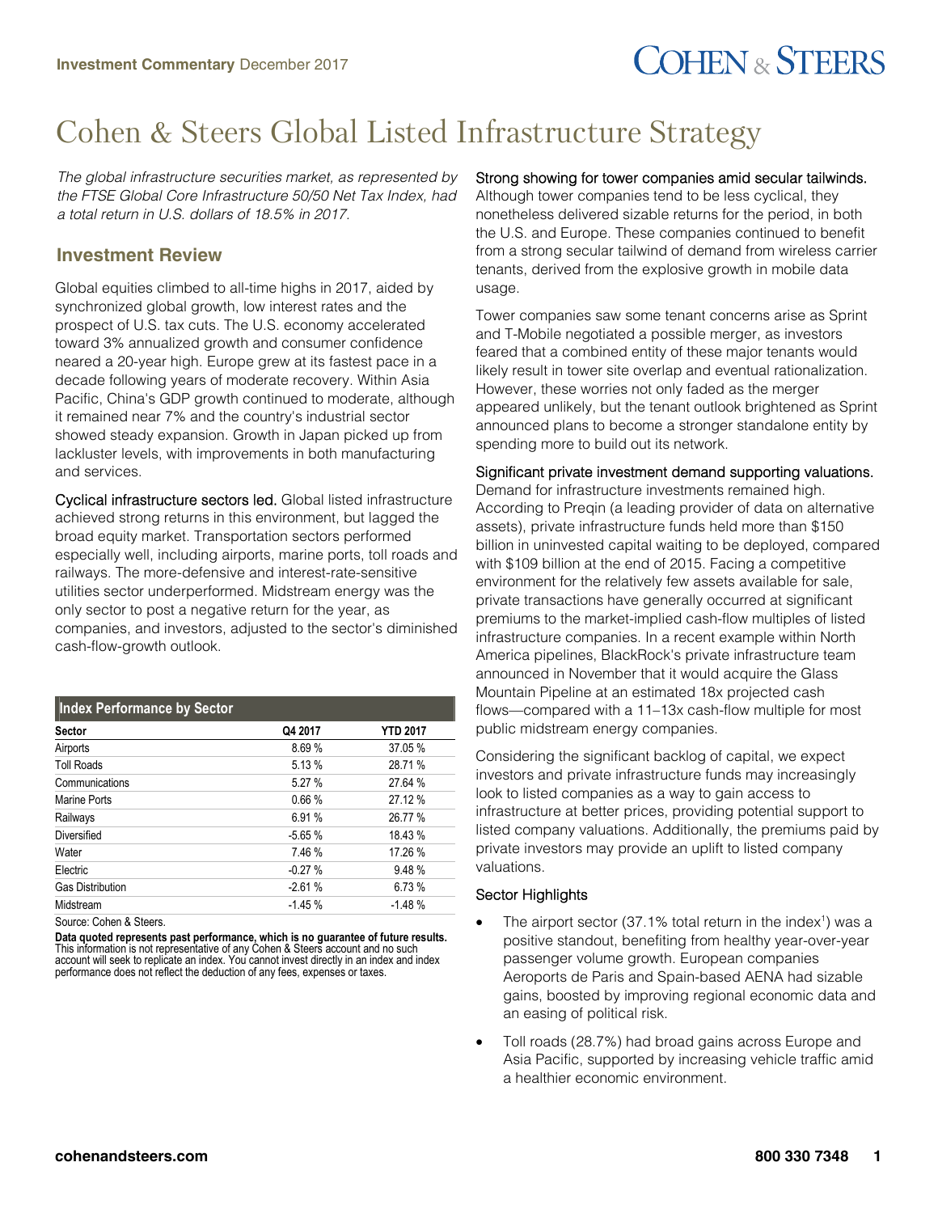**Investment Commentary** December 2017

# Cohen & Steers Global Listed Infrastructure Strategy

*The global infrastructure securities market, as represented by the FTSE Global Core Infrastructure 50/50 Net Tax Index, had a total return in U.S. dollars of 18.5% in 2017.*

## Investment Review

Global equities climbed to all-time highs in 2017, aided by synchronized global growth, low interest rates and the prospect of U.S. tax cuts. The U.S. economy accelerated toward 3% annualized growth and consumer confidence neared a 20-year high. Europe grew at its fastest pace in a decade following years of moderate recovery. Within Asia Pacific, China's GDP growth continued to moderate, although it remained near 7% and the country's industrial sector showed steady expansion. Growth in Japan picked up from lackluster levels, with improvements in both manufacturing and services.

Cyclical infrastructure sectors led. Global listed infrastructure achieved strong returns in this environment, but lagged the broad equity market. Transportation sectors performed especially well, including airports, marine ports, toll roads and railways. The more-defensive and interest-rate-sensitive utilities sector underperformed. Midstream energy was the only sector to post a negative return for the year, as companies, and investors, adjusted to the sector's diminished cash-flow-growth outlook.

**Index Performance by Sector**

| Sector | Q4 2017 | YTD 2017 |
|---|---|---|
| Airports | 8.69 % | 37.05 % |
| Toll Roads | 5.13 % | 28.71 % |
| Communications | 5.27 % | 27.64 % |
| Marine Ports | 0.66 % | 27.12 % |
| Railways | 6.91 % | 26.77 % |
| Diversified | -5.65 % | 18.43 % |
| Water | 7.46 % | 17.26 % |
| Electric | -0.27 % | 9.48 % |
| Gas Distribution | -2.61 % | 6.73 % |
| Midstream | -1.45 % | -1.48 % |

Source: Cohen & Steers.

**Data quoted represents past performance, which is no guarantee of future results.** This information is not representative of any Cohen & Steers account and no such account will seek to replicate an index. You cannot invest directly in an index and index performance does not reflect the deduction of any fees, expenses or taxes.

Strong showing for tower companies amid secular tailwinds. Although tower companies tend to be less cyclical, they nonetheless delivered sizable returns for the period, in both the U.S. and Europe. These companies continued to benefit from a strong secular tailwind of demand from wireless carrier tenants, derived from the explosive growth in mobile data usage.

Tower companies saw some tenant concerns arise as Sprint and T-Mobile negotiated a possible merger, as investors feared that a combined entity of these major tenants would likely result in tower site overlap and eventual rationalization. However, these worries not only faded as the merger appeared unlikely, but the tenant outlook brightened as Sprint announced plans to become a stronger standalone entity by spending more to build out its network.

Significant private investment demand supporting valuations. Demand for infrastructure investments remained high. According to Preqin (a leading provider of data on alternative assets), private infrastructure funds held more than $150 billion in uninvested capital waiting to be deployed, compared with $109 billion at the end of 2015. Facing a competitive environment for the relatively few assets available for sale, private transactions have generally occurred at significant premiums to the market-implied cash-flow multiples of listed infrastructure companies. In a recent example within North America pipelines, BlackRock's private infrastructure team announced in November that it would acquire the Glass Mountain Pipeline at an estimated 18x projected cash flows—compared with a 11–13x cash-flow multiple for most public midstream energy companies.

Considering the significant backlog of capital, we expect investors and private infrastructure funds may increasingly look to listed companies as a way to gain access to infrastructure at better prices, providing potential support to listed company valuations. Additionally, the premiums paid by private investors may provide an uplift to listed company valuations.

### Sector Highlights

- The airport sector (37.1% total return in the index[1]) was a positive standout, benefiting from healthy year-over-year passenger volume growth. European companies Aeroports de Paris and Spain-based AENA had sizable gains, boosted by improving regional economic data and an easing of political risk.
- Toll roads (28.7%) had broad gains across Europe and Asia Pacific, supported by increasing vehicle traffic amid a healthier economic environment.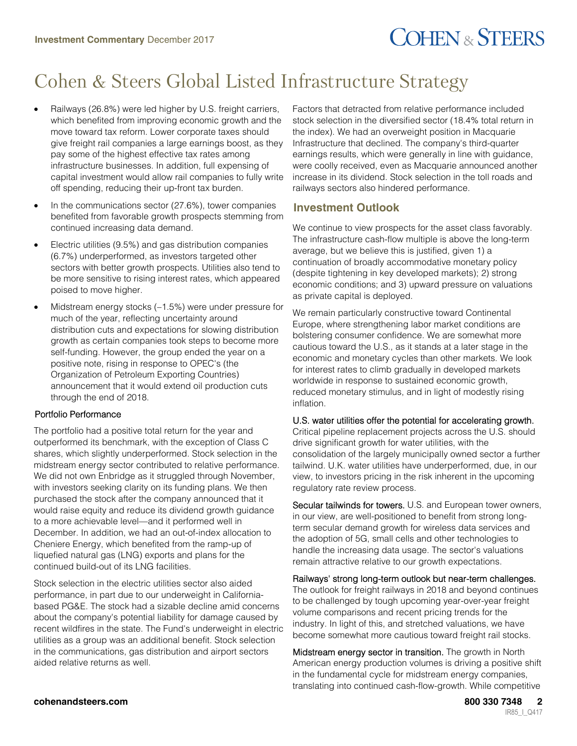# Cohen & Steers Global Listed Infrastructure Strategy

- Railways (26.8%) were led higher by U.S. freight carriers, which benefited from improving economic growth and the move toward tax reform. Lower corporate taxes should give freight rail companies a large earnings boost, as they pay some of the highest effective tax rates among infrastructure businesses. In addition, full expensing of capital investment would allow rail companies to fully write off spending, reducing their up-front tax burden.
- In the communications sector (27.6%), tower companies benefited from favorable growth prospects stemming from continued increasing data demand.
- Electric utilities (9.5%) and gas distribution companies (6.7%) underperformed, as investors targeted other sectors with better growth prospects. Utilities also tend to be more sensitive to rising interest rates, which appeared poised to move higher.
- Midstream energy stocks (–1.5%) were under pressure for much of the year, reflecting uncertainty around distribution cuts and expectations for slowing distribution growth as certain companies took steps to become more self-funding. However, the group ended the year on a positive note, rising in response to OPEC's (the Organization of Petroleum Exporting Countries) announcement that it would extend oil production cuts through the end of 2018.

### Portfolio Performance

The portfolio had a positive total return for the year and outperformed its benchmark, with the exception of Class C shares, which slightly underperformed. Stock selection in the midstream energy sector contributed to relative performance. We did not own Enbridge as it struggled through November, with investors seeking clarity on its funding plans. We then purchased the stock after the company announced that it would raise equity and reduce its dividend growth guidance to a more achievable level—and it performed well in December. In addition, we had an out-of-index allocation to Cheniere Energy, which benefited from the ramp-up of liquefied natural gas (LNG) exports and plans for the continued build-out of its LNG facilities.

Stock selection in the electric utilities sector also aided performance, in part due to our underweight in California-based PG&E. The stock had a sizable decline amid concerns about the company's potential liability for damage caused by recent wildfires in the state. The Fund's underweight in electric utilities as a group was an additional benefit. Stock selection in the communications, gas distribution and airport sectors aided relative returns as well.

Factors that detracted from relative performance included stock selection in the diversified sector (18.4% total return in the index). We had an overweight position in Macquarie Infrastructure that declined. The company's third-quarter earnings results, which were generally in line with guidance, were coolly received, even as Macquarie announced another increase in its dividend. Stock selection in the toll roads and railways sectors also hindered performance.

## Investment Outlook

We continue to view prospects for the asset class favorably. The infrastructure cash-flow multiple is above the long-term average, but we believe this is justified, given 1) a continuation of broadly accommodative monetary policy (despite tightening in key developed markets); 2) strong economic conditions; and 3) upward pressure on valuations as private capital is deployed.

We remain particularly constructive toward Continental Europe, where strengthening labor market conditions are bolstering consumer confidence. We are somewhat more cautious toward the U.S., as it stands at a later stage in the economic and monetary cycles than other markets. We look for interest rates to climb gradually in developed markets worldwide in response to sustained economic growth, reduced monetary stimulus, and in light of modestly rising inflation.

U.S. water utilities offer the potential for accelerating growth. Critical pipeline replacement projects across the U.S. should drive significant growth for water utilities, with the consolidation of the largely municipally owned sector a further tailwind. U.K. water utilities have underperformed, due, in our view, to investors pricing in the risk inherent in the upcoming regulatory rate review process.

Secular tailwinds for towers. U.S. and European tower owners, in our view, are well-positioned to benefit from strong long-term secular demand growth for wireless data services and the adoption of 5G, small cells and other technologies to handle the increasing data usage. The sector's valuations remain attractive relative to our growth expectations.

Railways' strong long-term outlook but near-term challenges. The outlook for freight railways in 2018 and beyond continues to be challenged by tough upcoming year-over-year freight volume comparisons and recent pricing trends for the industry. In light of this, and stretched valuations, we have become somewhat more cautious toward freight rail stocks.

Midstream energy sector in transition. The growth in North American energy production volumes is driving a positive shift in the fundamental cycle for midstream energy companies, translating into continued cash-flow-growth. While competitive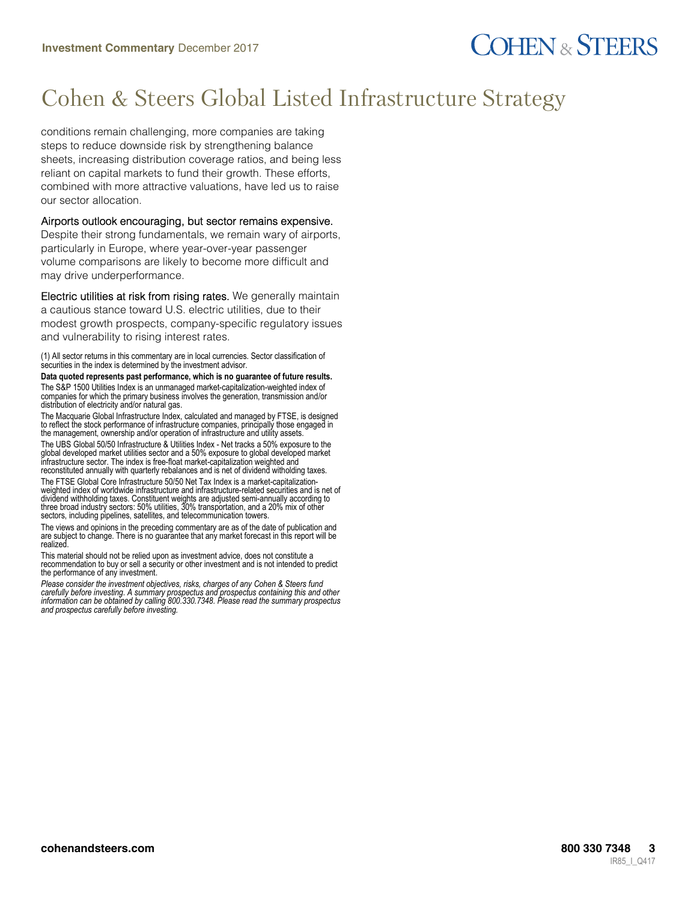conditions remain challenging, more companies are taking steps to reduce downside risk by strengthening balance sheets, increasing distribution coverage ratios, and being less reliant on capital markets to fund their growth. These efforts, combined with more attractive valuations, have led us to raise our sector allocation.

Airports outlook encouraging, but sector remains expensive. Despite their strong fundamentals, we remain wary of airports, particularly in Europe, where year-over-year passenger volume comparisons are likely to become more difficult and may drive underperformance.

Electric utilities at risk from rising rates. We generally maintain a cautious stance toward U.S. electric utilities, due to their modest growth prospects, company-specific regulatory issues and vulnerability to rising interest rates.

(1) All sector returns in this commentary are in local currencies. Sector classification of securities in the index is determined by the investment advisor.

**Data quoted represents past performance, which is no guarantee of future results.**

The S&P 1500 Utilities Index is an unmanaged market-capitalization-weighted index of companies for which the primary business involves the generation, transmission and/or distribution of electricity and/or natural gas.

The Macquarie Global Infrastructure Index, calculated and managed by FTSE, is designed to reflect the stock performance of infrastructure companies, principally those engaged in the management, ownership and/or operation of infrastructure and utility assets.

The UBS Global 50/50 Infrastructure & Utilities Index - Net tracks a 50% exposure to the global developed market utilities sector and a 50% exposure to global developed market infrastructure sector. The index is free-float market-capitalization weighted and reconstituted annually with quarterly rebalances and is net of dividend witholding taxes.

The FTSE Global Core Infrastructure 50/50 Net Tax Index is a market-capitalization-weighted index of worldwide infrastructure and infrastructure-related securities and is net of dividend withholding taxes. Constituent weights are adjusted semi-annually according to three broad industry sectors: 50% utilities, 30% transportation, and a 20% mix of other sectors, including pipelines, satellites, and telecommunication towers.

The views and opinions in the preceding commentary are as of the date of publication and are subject to change. There is no guarantee that any market forecast in this report will be realized.

This material should not be relied upon as investment advice, does not constitute a recommendation to buy or sell a security or other investment and is not intended to predict the performance of any investment.

*Please consider the investment objectives, risks, charges of any Cohen & Steers fund carefully before investing. A summary prospectus and prospectus containing this and other information can be obtained by calling 800.330.7348. Please read the summary prospectus and prospectus carefully before investing.*